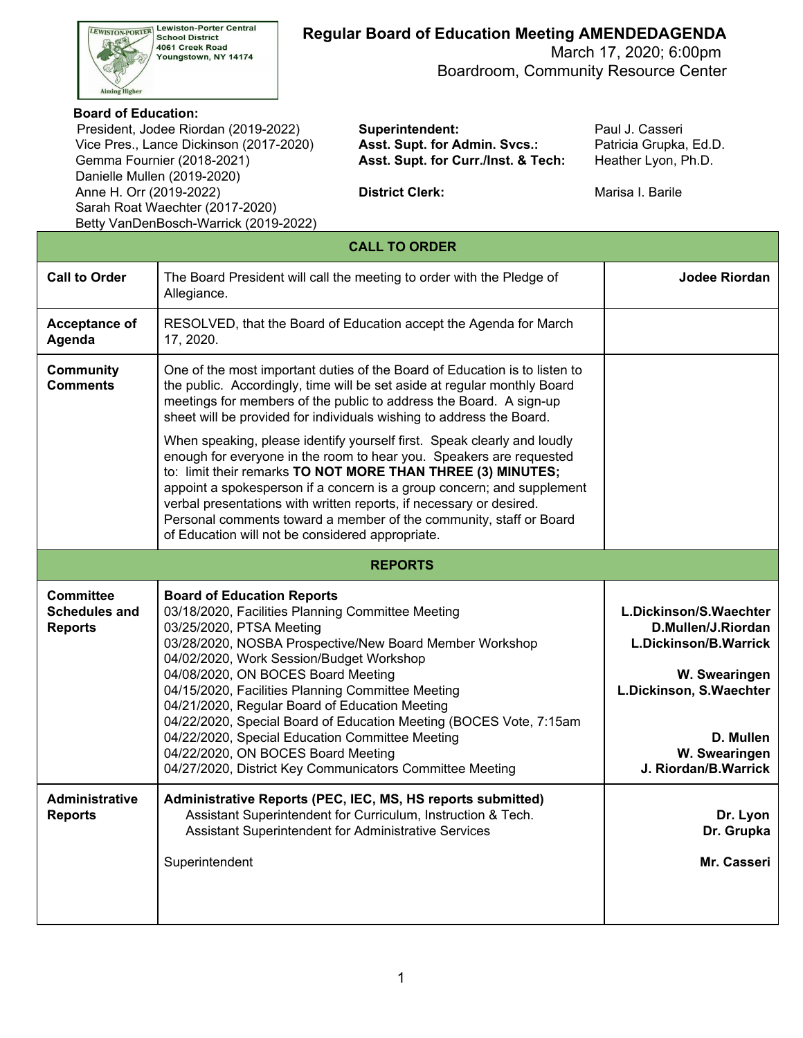Lewiston-Porter Central School District
4061 Creek Road
Youngstown, NY 14174

# Regular Board of Education Meeting AMENDEDAGENDA

March 17, 2020; 6:00pm
Boardroom, Community Resource Center

**Board of Education:**

President, Jodee Riordan (2019-2022)
Vice Pres., Lance Dickinson (2017-2020)
Gemma Fournier (2018-2021)
Danielle Mullen (2019-2020)
Anne H. Orr (2019-2022)
Sarah Roat Waechter (2017-2020)
Betty VanDenBosch-Warrick (2019-2022)

**Superintendent:** Paul J. Casseri
**Asst. Supt. for Admin. Svcs.:** Patricia Grupka, Ed.D.
**Asst. Supt. for Curr./Inst. & Tech:** Heather Lyon, Ph.D.

**District Clerk:** Marisa I. Barile

| **CALL TO ORDER** | | |
|---|---|---|
| **Call to Order** | The Board President will call the meeting to order with the Pledge of Allegiance. | **Jodee Riordan** |
| **Acceptance of Agenda** | RESOLVED, that the Board of Education accept the Agenda for March 17, 2020. | |
| **Community Comments** | One of the most important duties of the Board of Education is to listen to the public. Accordingly, time will be set aside at regular monthly Board meetings for members of the public to address the Board. A sign-up sheet will be provided for individuals wishing to address the Board.<br><br>When speaking, please identify yourself first. Speak clearly and loudly enough for everyone in the room to hear you. Speakers are requested to: limit their remarks **TO NOT MORE THAN THREE (3) MINUTES;** appoint a spokesperson if a concern is a group concern; and supplement verbal presentations with written reports, if necessary or desired. Personal comments toward a member of the community, staff or Board of Education will not be considered appropriate. | |
| **REPORTS** | | |
| **Committee Schedules and Reports** | **Board of Education Reports**<br>03/18/2020, Facilities Planning Committee Meeting<br>03/25/2020, PTSA Meeting<br>03/28/2020, NOSBA Prospective/New Board Member Workshop<br>04/02/2020, Work Session/Budget Workshop<br>04/08/2020, ON BOCES Board Meeting<br>04/15/2020, Facilities Planning Committee Meeting<br>04/21/2020, Regular Board of Education Meeting<br>04/22/2020, Special Board of Education Meeting (BOCES Vote, 7:15am<br>04/22/2020, Special Education Committee Meeting<br>04/22/2020, ON BOCES Board Meeting<br>04/27/2020, District Key Communicators Committee Meeting | <br>**L.Dickinson/S.Waechter**<br>**D.Mullen/J.Riordan**<br>**L.Dickinson/B.Warrick**<br><br>**W. Swearingen**<br>**L.Dickinson, S.Waechter**<br><br><br>**D. Mullen**<br>**W. Swearingen**<br>**J. Riordan/B.Warrick** |
| **Administrative Reports** | **Administrative Reports (PEC, IEC, MS, HS reports submitted)**<br>Assistant Superintendent for Curriculum, Instruction & Tech.<br>Assistant Superintendent for Administrative Services<br><br>Superintendent | <br>**Dr. Lyon**<br>**Dr. Grupka**<br><br>**Mr. Casseri** |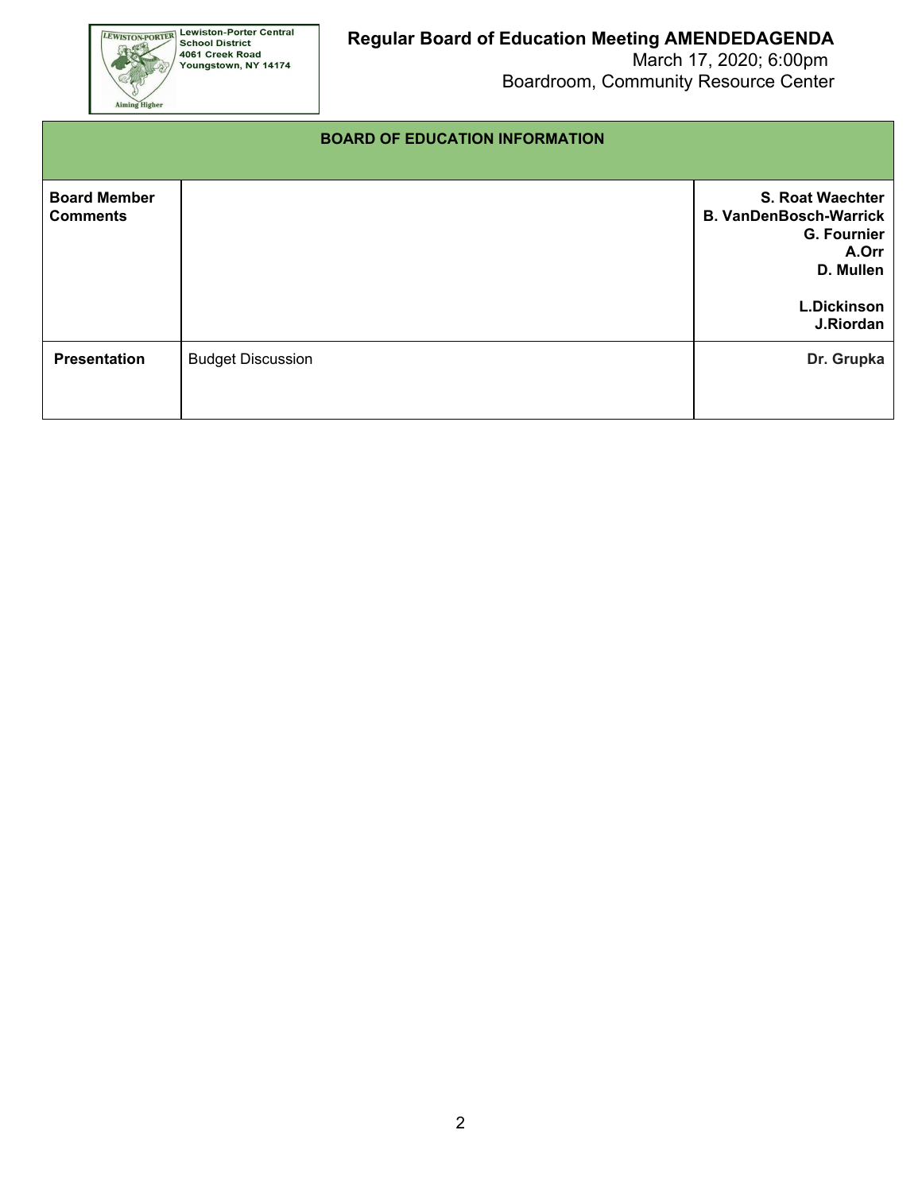| BOARD OF EDUCATION INFORMATION | | |
|---|---|---|
| **Board Member Comments** | | **S. Roat Waechter**<br>**B. VanDenBosch-Warrick**<br>**G. Fournier**<br>**A.Orr**<br>**D. Mullen**<br><br>**L.Dickinson**<br>**J.Riordan** |
| **Presentation** | Budget Discussion | **Dr. Grupka** |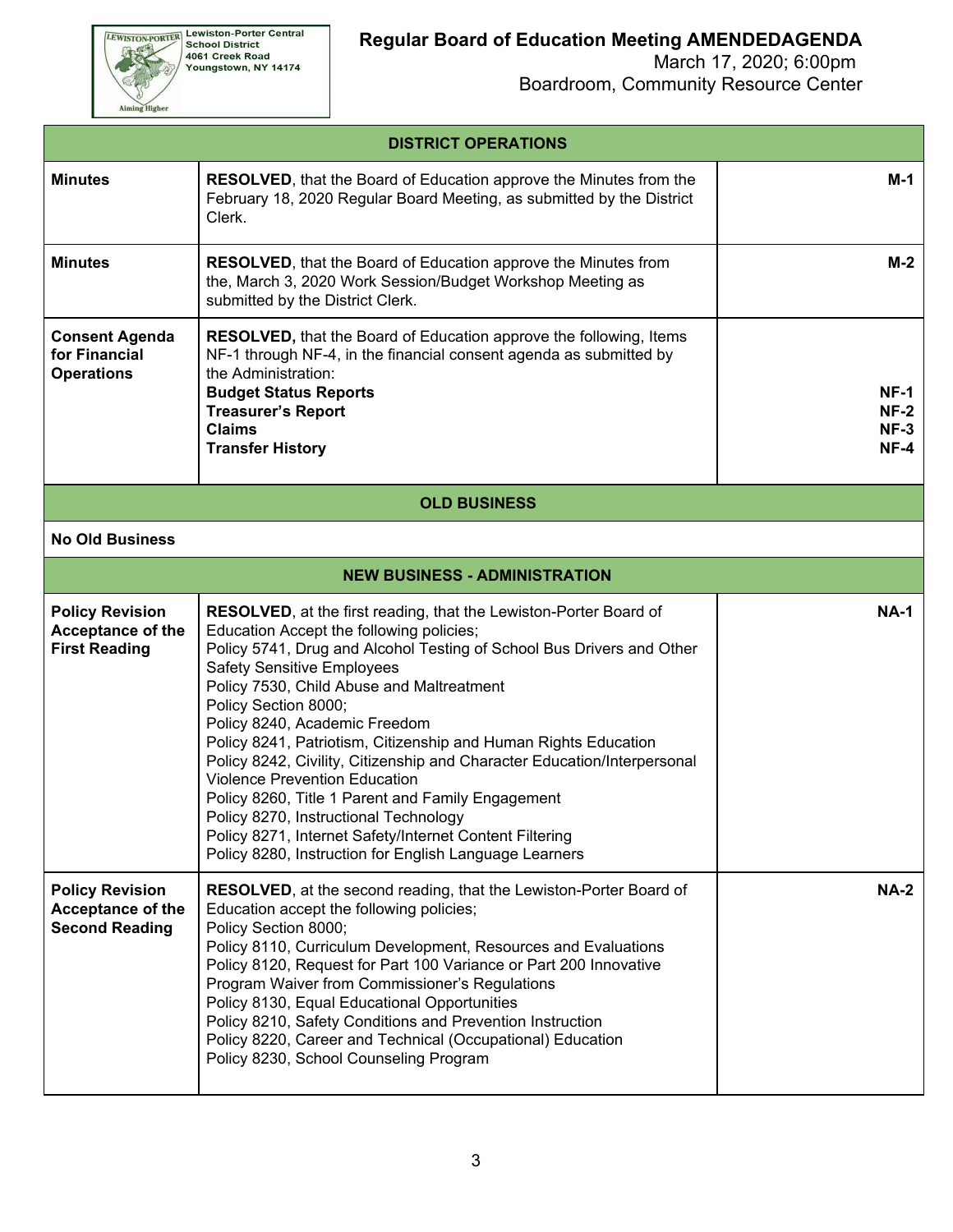Lewiston-Porter Central School District
4061 Creek Road
Youngstown, NY 14174

# Regular Board of Education Meeting AMENDEDAGENDA

March 17, 2020; 6:00pm
Boardroom, Community Resource Center

| DISTRICT OPERATIONS | | |
|---|---|---|
| **Minutes** | **RESOLVED**, that the Board of Education approve the Minutes from the February 18, 2020 Regular Board Meeting, as submitted by the District Clerk. | **M-1** |
| **Minutes** | **RESOLVED**, that the Board of Education approve the Minutes from the, March 3, 2020 Work Session/Budget Workshop Meeting as submitted by the District Clerk. | **M-2** |
| **Consent Agenda for Financial Operations** | **RESOLVED,** that the Board of Education approve the following, Items NF-1 through NF-4, in the financial consent agenda as submitted by the Administration:<br>**Budget Status Reports**<br>**Treasurer's Report**<br>**Claims**<br>**Transfer History** | <br><br><br>**NF-1**<br>**NF-2**<br>**NF-3**<br>**NF-4** |
| **OLD BUSINESS** | | |
| **No Old Business** | | |
| **NEW BUSINESS - ADMINISTRATION** | | |
| **Policy Revision Acceptance of the First Reading** | **RESOLVED**, at the first reading, that the Lewiston-Porter Board of Education Accept the following policies;<br>Policy 5741, Drug and Alcohol Testing of School Bus Drivers and Other Safety Sensitive Employees<br>Policy 7530, Child Abuse and Maltreatment<br>Policy Section 8000;<br>Policy 8240, Academic Freedom<br>Policy 8241, Patriotism, Citizenship and Human Rights Education<br>Policy 8242, Civility, Citizenship and Character Education/Interpersonal Violence Prevention Education<br>Policy 8260, Title 1 Parent and Family Engagement<br>Policy 8270, Instructional Technology<br>Policy 8271, Internet Safety/Internet Content Filtering<br>Policy 8280, Instruction for English Language Learners | **NA-1** |
| **Policy Revision Acceptance of the Second Reading** | **RESOLVED**, at the second reading, that the Lewiston-Porter Board of Education accept the following policies;<br>Policy Section 8000;<br>Policy 8110, Curriculum Development, Resources and Evaluations<br>Policy 8120, Request for Part 100 Variance or Part 200 Innovative Program Waiver from Commissioner's Regulations<br>Policy 8130, Equal Educational Opportunities<br>Policy 8210, Safety Conditions and Prevention Instruction<br>Policy 8220, Career and Technical (Occupational) Education<br>Policy 8230, School Counseling Program | **NA-2** |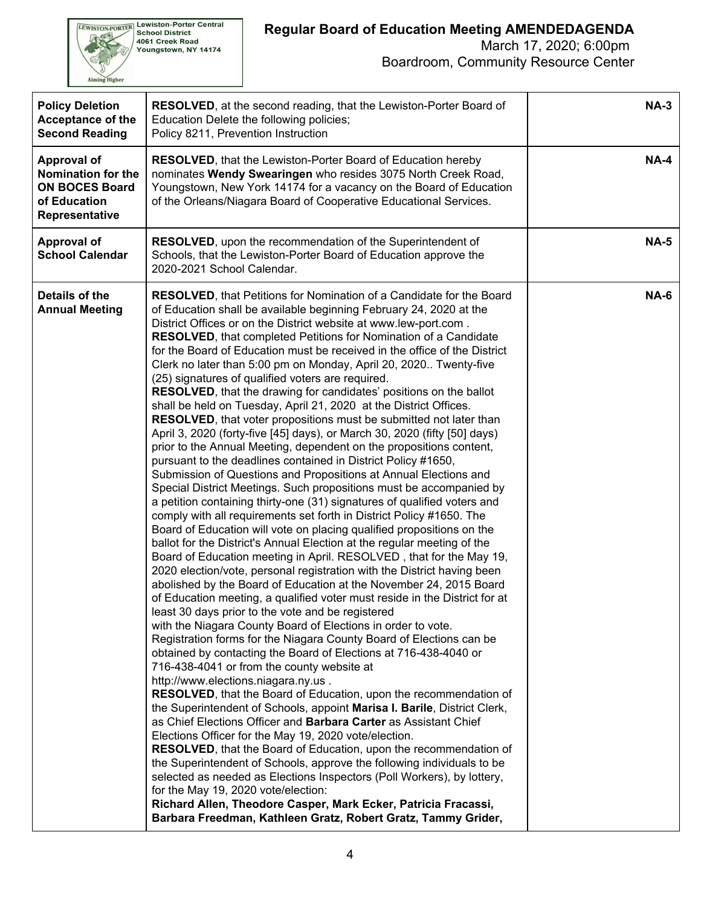| Policy Deletion Acceptance of the Second Reading | **RESOLVED**, at the second reading, that the Lewiston-Porter Board of Education Delete the following policies;<br>Policy 8211, Prevention Instruction | **NA-3** |
|---|---|---|
| **Approval of Nomination for the ON BOCES Board of Education Representative** | **RESOLVED**, that the Lewiston-Porter Board of Education hereby nominates **Wendy Swearingen** who resides 3075 North Creek Road, Youngstown, New York 14174 for a vacancy on the Board of Education of the Orleans/Niagara Board of Cooperative Educational Services. | **NA-4** |
| **Approval of School Calendar** | **RESOLVED**, upon the recommendation of the Superintendent of Schools, that the Lewiston-Porter Board of Education approve the 2020-2021 School Calendar. | **NA-5** |
| **Details of the Annual Meeting** | **RESOLVED**, that Petitions for Nomination of a Candidate for the Board of Education shall be available beginning February 24, 2020 at the District Offices or on the District website at www.lew-port.com .<br>**RESOLVED**, that completed Petitions for Nomination of a Candidate for the Board of Education must be received in the office of the District Clerk no later than 5:00 pm on Monday, April 20, 2020.. Twenty-five (25) signatures of qualified voters are required.<br>**RESOLVED**, that the drawing for candidates' positions on the ballot shall be held on Tuesday, April 21, 2020 at the District Offices.<br>**RESOLVED**, that voter propositions must be submitted not later than April 3, 2020 (forty-five [45] days), or March 30, 2020 (fifty [50] days) prior to the Annual Meeting, dependent on the propositions content, pursuant to the deadlines contained in District Policy #1650, Submission of Questions and Propositions at Annual Elections and Special District Meetings. Such propositions must be accompanied by a petition containing thirty-one (31) signatures of qualified voters and comply with all requirements set forth in District Policy #1650. The Board of Education will vote on placing qualified propositions on the ballot for the District's Annual Election at the regular meeting of the Board of Education meeting in April. RESOLVED , that for the May 19, 2020 election/vote, personal registration with the District having been abolished by the Board of Education at the November 24, 2015 Board of Education meeting, a qualified voter must reside in the District for at least 30 days prior to the vote and be registered with the Niagara County Board of Elections in order to vote. Registration forms for the Niagara County Board of Elections can be obtained by contacting the Board of Elections at 716-438-4040 or 716-438-4041 or from the county website at http://www.elections.niagara.ny.us .<br>**RESOLVED**, that the Board of Education, upon the recommendation of the Superintendent of Schools, appoint **Marisa I. Barile**, District Clerk, as Chief Elections Officer and **Barbara Carter** as Assistant Chief Elections Officer for the May 19, 2020 vote/election.<br>**RESOLVED**, that the Board of Education, upon the recommendation of the Superintendent of Schools, approve the following individuals to be selected as needed as Elections Inspectors (Poll Workers), by lottery, for the May 19, 2020 vote/election:<br>**Richard Allen, Theodore Casper, Mark Ecker, Patricia Fracassi, Barbara Freedman, Kathleen Gratz, Robert Gratz, Tammy Grider,** | **NA-6** |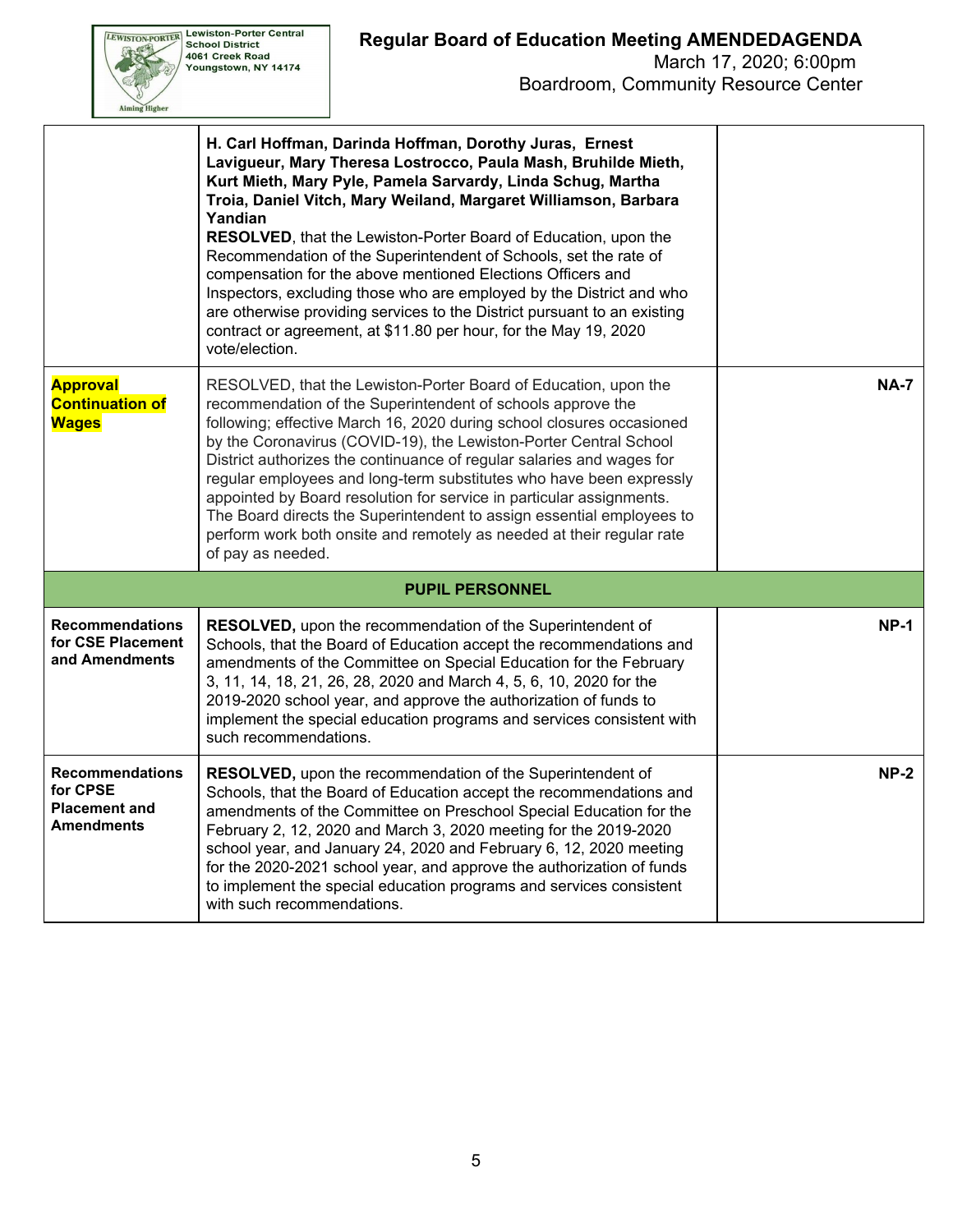| | | |
|---|---|---|
| | **H. Carl Hoffman, Darinda Hoffman, Dorothy Juras, Ernest Lavigueur, Mary Theresa Lostrocco, Paula Mash, Bruhilde Mieth, Kurt Mieth, Mary Pyle, Pamela Sarvardy, Linda Schug, Martha Troia, Daniel Vitch, Mary Weiland, Margaret Williamson, Barbara Yandian** **RESOLVED**, that the Lewiston-Porter Board of Education, upon the Recommendation of the Superintendent of Schools, set the rate of compensation for the above mentioned Elections Officers and Inspectors, excluding those who are employed by the District and who are otherwise providing services to the District pursuant to an existing contract or agreement, at $11.80 per hour, for the May 19, 2020 vote/election. | |
| **Approval Continuation of Wages** | RESOLVED, that the Lewiston-Porter Board of Education, upon the recommendation of the Superintendent of schools approve the following; effective March 16, 2020 during school closures occasioned by the Coronavirus (COVID-19), the Lewiston-Porter Central School District authorizes the continuance of regular salaries and wages for regular employees and long-term substitutes who have been expressly appointed by Board resolution for service in particular assignments. The Board directs the Superintendent to assign essential employees to perform work both onsite and remotely as needed at their regular rate of pay as needed. | **NA-7** |
| | **PUPIL PERSONNEL** | |
| **Recommendations for CSE Placement and Amendments** | **RESOLVED,** upon the recommendation of the Superintendent of Schools, that the Board of Education accept the recommendations and amendments of the Committee on Special Education for the February 3, 11, 14, 18, 21, 26, 28, 2020 and March 4, 5, 6, 10, 2020 for the 2019-2020 school year, and approve the authorization of funds to implement the special education programs and services consistent with such recommendations. | **NP-1** |
| **Recommendations for CPSE Placement and Amendments** | **RESOLVED,** upon the recommendation of the Superintendent of Schools, that the Board of Education accept the recommendations and amendments of the Committee on Preschool Special Education for the February 2, 12, 2020 and March 3, 2020 meeting for the 2019-2020 school year, and January 24, 2020 and February 6, 12, 2020 meeting for the 2020-2021 school year, and approve the authorization of funds to implement the special education programs and services consistent with such recommendations. | **NP-2** |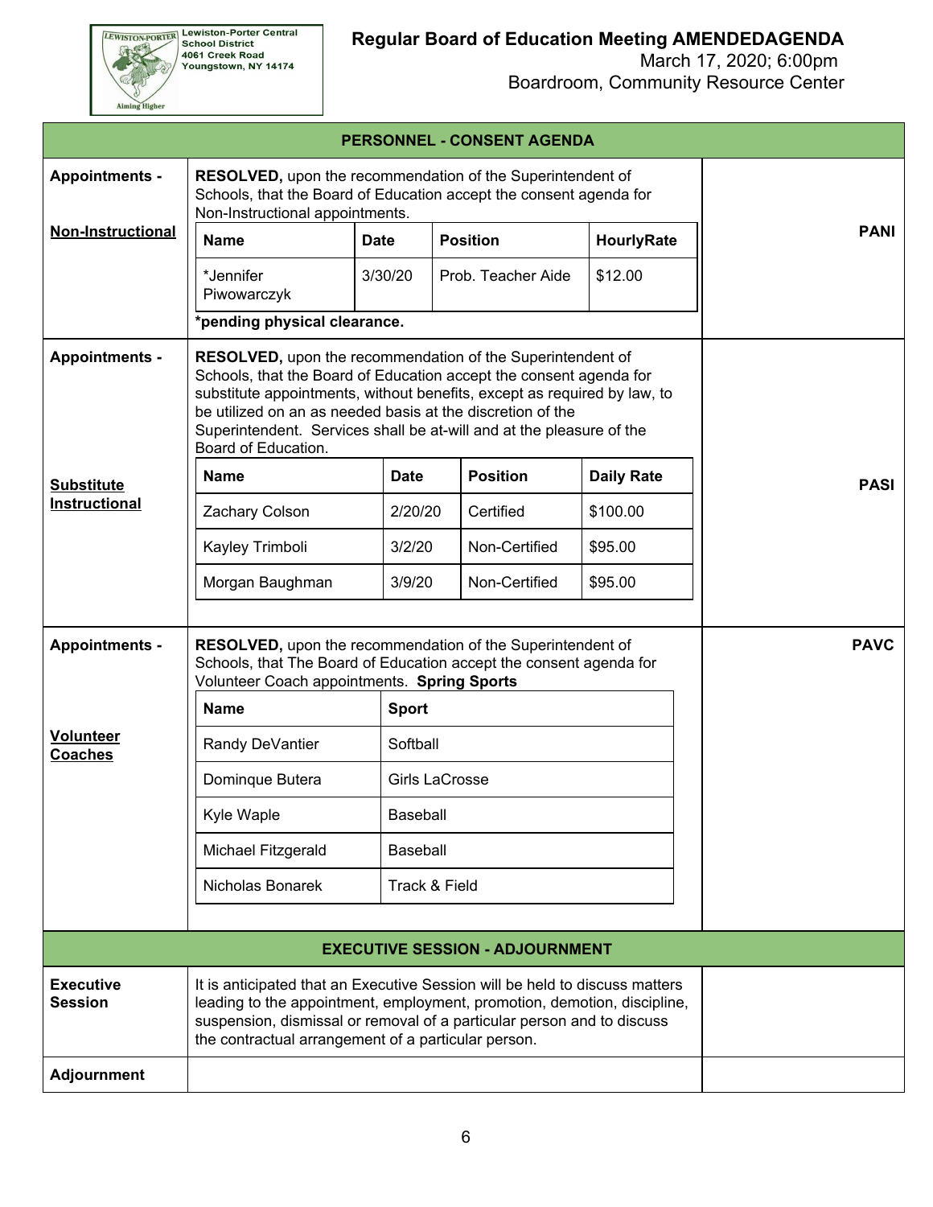Lewiston-Porter Central School District
4061 Creek Road
Youngstown, NY 14174

# Regular Board of Education Meeting AMENDEDAGENDA

March 17, 2020; 6:00pm
Boardroom, Community Resource Center

## PERSONNEL - CONSENT AGENDA

**Appointments -** **Non-Instructional** — **PANI**

**RESOLVED,** upon the recommendation of the Superintendent of Schools, that the Board of Education accept the consent agenda for Non-Instructional appointments.

| Name | Date | Position | HourlyRate |
|---|---|---|---|
| *Jennifer Piwowarczyk | 3/30/20 | Prob. Teacher Aide | $12.00 |

***pending physical clearance.**

**Appointments -** **Substitute Instructional** — **PASI**

**RESOLVED,** upon the recommendation of the Superintendent of Schools, that the Board of Education accept the consent agenda for substitute appointments, without benefits, except as required by law, to be utilized on an as needed basis at the discretion of the Superintendent. Services shall be at-will and at the pleasure of the Board of Education.

| Name | Date | Position | Daily Rate |
|---|---|---|---|
| Zachary Colson | 2/20/20 | Certified | $100.00 |
| Kayley Trimboli | 3/2/20 | Non-Certified | $95.00 |
| Morgan Baughman | 3/9/20 | Non-Certified | $95.00 |

**Appointments -** **Volunteer Coaches** — **PAVC**

**RESOLVED,** upon the recommendation of the Superintendent of Schools, that The Board of Education accept the consent agenda for Volunteer Coach appointments. **Spring Sports**

| Name | Sport |
|---|---|
| Randy DeVantier | Softball |
| Dominque Butera | Girls LaCrosse |
| Kyle Waple | Baseball |
| Michael Fitzgerald | Baseball |
| Nicholas Bonarek | Track & Field |

## EXECUTIVE SESSION - ADJOURNMENT

**Executive Session**

It is anticipated that an Executive Session will be held to discuss matters leading to the appointment, employment, promotion, demotion, discipline, suspension, dismissal or removal of a particular person and to discuss the contractual arrangement of a particular person.

**Adjournment**